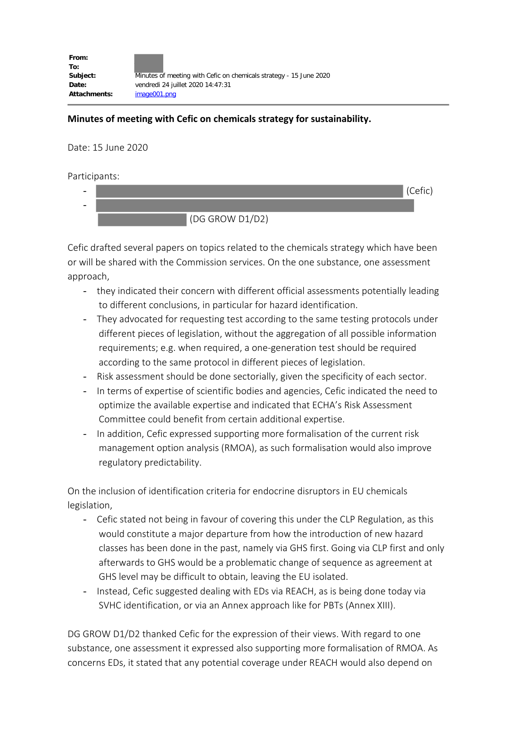**From:**
**To:**
**Subject:** Minutes of meeting with Cefic on chemicals strategy - 15 June 2020
**Date:** vendredi 24 juillet 2020 14:47:31
**Attachments:** image001.png

**Minutes of meeting with Cefic on chemicals strategy for sustainability.**

Date: 15 June 2020

Participants:

- (Cefic)
- (DG GROW D1/D2)

Cefic drafted several papers on topics related to the chemicals strategy which have been or will be shared with the Commission services. On the one substance, one assessment approach,

- they indicated their concern with different official assessments potentially leading to different conclusions, in particular for hazard identification.
- They advocated for requesting test according to the same testing protocols under different pieces of legislation, without the aggregation of all possible information requirements; e.g. when required, a one-generation test should be required according to the same protocol in different pieces of legislation.
- Risk assessment should be done sectorially, given the specificity of each sector.
- In terms of expertise of scientific bodies and agencies, Cefic indicated the need to optimize the available expertise and indicated that ECHA's Risk Assessment Committee could benefit from certain additional expertise.
- In addition, Cefic expressed supporting more formalisation of the current risk management option analysis (RMOA), as such formalisation would also improve regulatory predictability.

On the inclusion of identification criteria for endocrine disruptors in EU chemicals legislation,

- Cefic stated not being in favour of covering this under the CLP Regulation, as this would constitute a major departure from how the introduction of new hazard classes has been done in the past, namely via GHS first. Going via CLP first and only afterwards to GHS would be a problematic change of sequence as agreement at GHS level may be difficult to obtain, leaving the EU isolated.
- Instead, Cefic suggested dealing with EDs via REACH, as is being done today via SVHC identification, or via an Annex approach like for PBTs (Annex XIII).

DG GROW D1/D2 thanked Cefic for the expression of their views. With regard to one substance, one assessment it expressed also supporting more formalisation of RMOA. As concerns EDs, it stated that any potential coverage under REACH would also depend on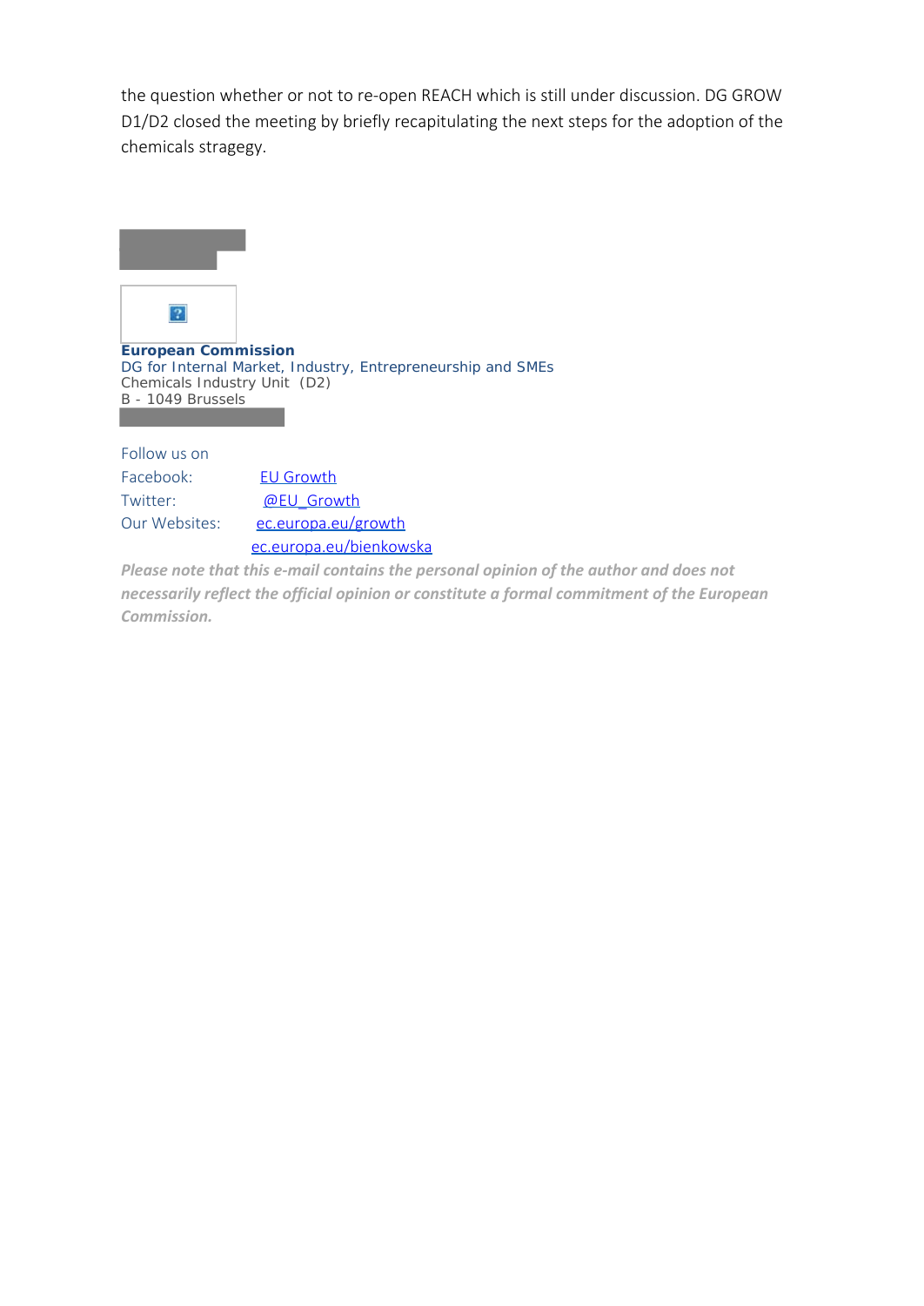the question whether or not to re-open REACH which is still under discussion. DG GROW D1/D2 closed the meeting by briefly recapitulating the next steps for the adoption of the chemicals stragegy.

**European Commission**
DG for Internal Market, Industry, Entrepreneurship and SMEs
Chemicals Industry Unit (D2)
B - 1049 Brussels

Follow us on
Facebook: EU Growth
Twitter: @EU_Growth
Our Websites: ec.europa.eu/growth
ec.europa.eu/bienkowska

***Please note that this e-mail contains the personal opinion of the author and does not necessarily reflect the official opinion or constitute a formal commitment of the European Commission.***